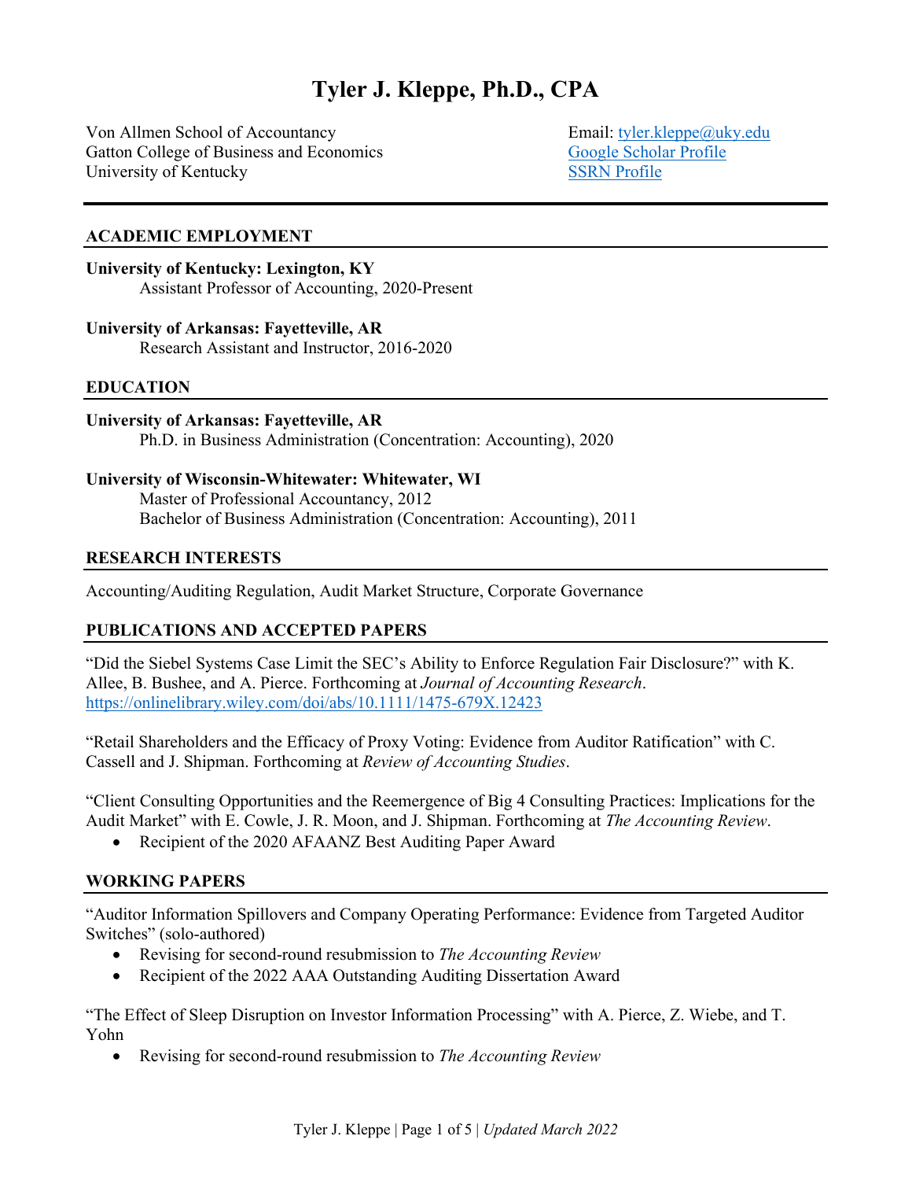# Tyler J. Kleppe, Ph.D., CPA

Von Allmen School of Accountancy
Gatton College of Business and Economics
University of Kentucky

Email: [tyler.kleppe@uky.edu](mailto:tyler.kleppe@uky.edu)
Google Scholar Profile
SSRN Profile

---

## ACADEMIC EMPLOYMENT

**University of Kentucky: Lexington, KY**
Assistant Professor of Accounting, 2020-Present

**University of Arkansas: Fayetteville, AR**
Research Assistant and Instructor, 2016-2020

## EDUCATION

**University of Arkansas: Fayetteville, AR**
Ph.D. in Business Administration (Concentration: Accounting), 2020

**University of Wisconsin-Whitewater: Whitewater, WI**
Master of Professional Accountancy, 2012
Bachelor of Business Administration (Concentration: Accounting), 2011

## RESEARCH INTERESTS

Accounting/Auditing Regulation, Audit Market Structure, Corporate Governance

## PUBLICATIONS AND ACCEPTED PAPERS

"Did the Siebel Systems Case Limit the SEC's Ability to Enforce Regulation Fair Disclosure?" with K. Allee, B. Bushee, and A. Pierce. Forthcoming at *Journal of Accounting Research*.
https://onlinelibrary.wiley.com/doi/abs/10.1111/1475-679X.12423

"Retail Shareholders and the Efficacy of Proxy Voting: Evidence from Auditor Ratification" with C. Cassell and J. Shipman. Forthcoming at *Review of Accounting Studies*.

"Client Consulting Opportunities and the Reemergence of Big 4 Consulting Practices: Implications for the Audit Market" with E. Cowle, J. R. Moon, and J. Shipman. Forthcoming at *The Accounting Review*.

- Recipient of the 2020 AFAANZ Best Auditing Paper Award

## WORKING PAPERS

"Auditor Information Spillovers and Company Operating Performance: Evidence from Targeted Auditor Switches" (solo-authored)

- Revising for second-round resubmission to *The Accounting Review*
- Recipient of the 2022 AAA Outstanding Auditing Dissertation Award

"The Effect of Sleep Disruption on Investor Information Processing" with A. Pierce, Z. Wiebe, and T. Yohn

- Revising for second-round resubmission to *The Accounting Review*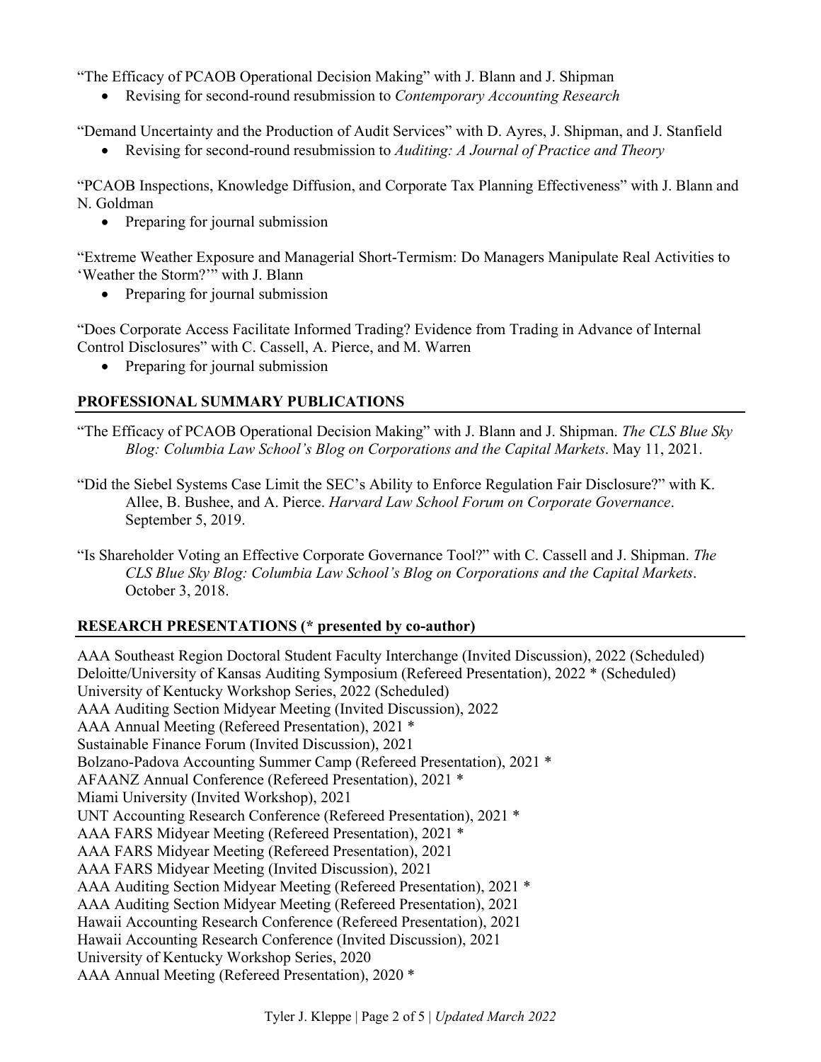"The Efficacy of PCAOB Operational Decision Making" with J. Blann and J. Shipman

- Revising for second-round resubmission to *Contemporary Accounting Research*

"Demand Uncertainty and the Production of Audit Services" with D. Ayres, J. Shipman, and J. Stanfield

- Revising for second-round resubmission to *Auditing: A Journal of Practice and Theory*

"PCAOB Inspections, Knowledge Diffusion, and Corporate Tax Planning Effectiveness" with J. Blann and N. Goldman

- Preparing for journal submission

"Extreme Weather Exposure and Managerial Short-Termism: Do Managers Manipulate Real Activities to 'Weather the Storm?'" with J. Blann

- Preparing for journal submission

"Does Corporate Access Facilitate Informed Trading? Evidence from Trading in Advance of Internal Control Disclosures" with C. Cassell, A. Pierce, and M. Warren

- Preparing for journal submission

## PROFESSIONAL SUMMARY PUBLICATIONS

"The Efficacy of PCAOB Operational Decision Making" with J. Blann and J. Shipman. *The CLS Blue Sky Blog: Columbia Law School's Blog on Corporations and the Capital Markets*. May 11, 2021.

"Did the Siebel Systems Case Limit the SEC's Ability to Enforce Regulation Fair Disclosure?" with K. Allee, B. Bushee, and A. Pierce. *Harvard Law School Forum on Corporate Governance*. September 5, 2019.

"Is Shareholder Voting an Effective Corporate Governance Tool?" with C. Cassell and J. Shipman. *The CLS Blue Sky Blog: Columbia Law School's Blog on Corporations and the Capital Markets*. October 3, 2018.

## RESEARCH PRESENTATIONS (* presented by co-author)

AAA Southeast Region Doctoral Student Faculty Interchange (Invited Discussion), 2022 (Scheduled)
Deloitte/University of Kansas Auditing Symposium (Refereed Presentation), 2022 * (Scheduled)
University of Kentucky Workshop Series, 2022 (Scheduled)
AAA Auditing Section Midyear Meeting (Invited Discussion), 2022
AAA Annual Meeting (Refereed Presentation), 2021 *
Sustainable Finance Forum (Invited Discussion), 2021
Bolzano-Padova Accounting Summer Camp (Refereed Presentation), 2021 *
AFAANZ Annual Conference (Refereed Presentation), 2021 *
Miami University (Invited Workshop), 2021
UNT Accounting Research Conference (Refereed Presentation), 2021 *
AAA FARS Midyear Meeting (Refereed Presentation), 2021 *
AAA FARS Midyear Meeting (Refereed Presentation), 2021
AAA FARS Midyear Meeting (Invited Discussion), 2021
AAA Auditing Section Midyear Meeting (Refereed Presentation), 2021 *
AAA Auditing Section Midyear Meeting (Refereed Presentation), 2021
Hawaii Accounting Research Conference (Refereed Presentation), 2021
Hawaii Accounting Research Conference (Invited Discussion), 2021
University of Kentucky Workshop Series, 2020
AAA Annual Meeting (Refereed Presentation), 2020 *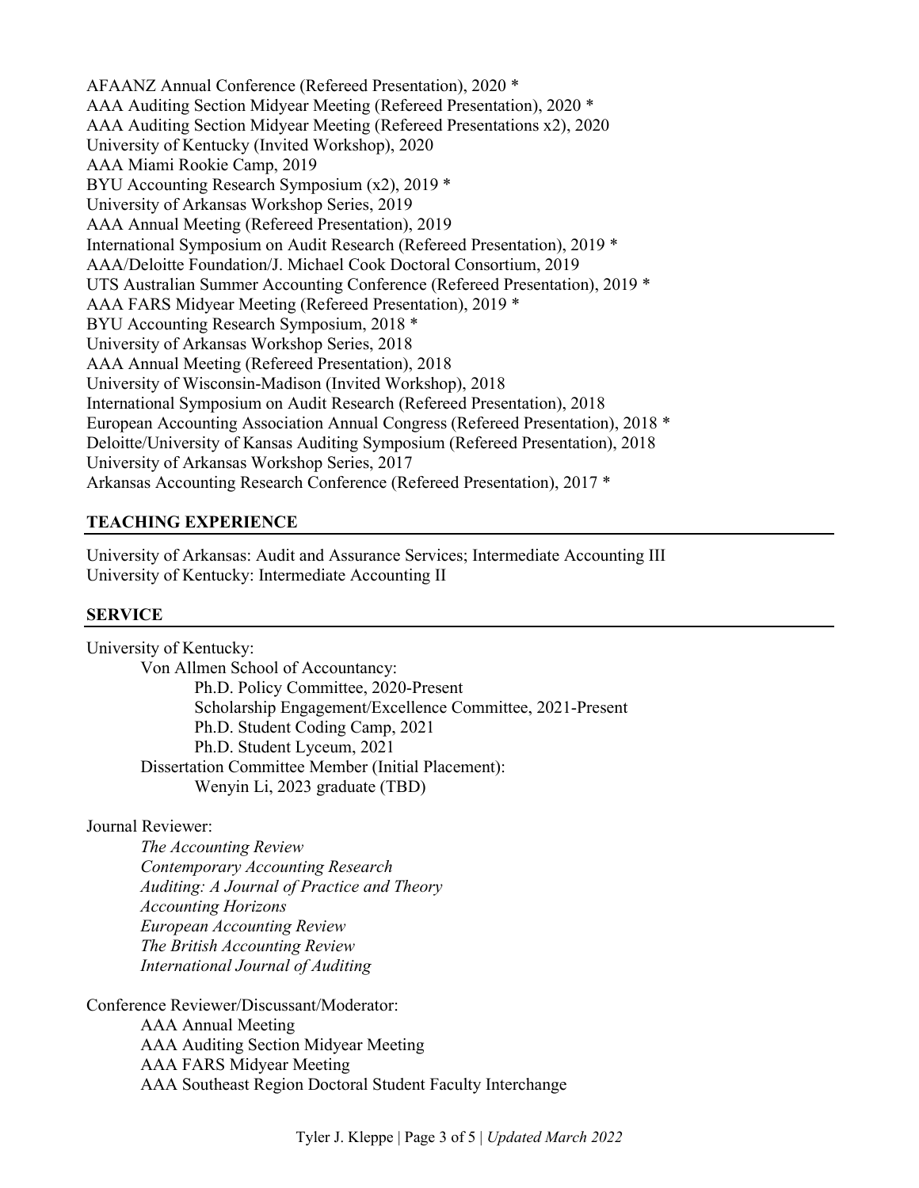AFAANZ Annual Conference (Refereed Presentation), 2020 *
AAA Auditing Section Midyear Meeting (Refereed Presentation), 2020 *
AAA Auditing Section Midyear Meeting (Refereed Presentations x2), 2020
University of Kentucky (Invited Workshop), 2020
AAA Miami Rookie Camp, 2019
BYU Accounting Research Symposium (x2), 2019 *
University of Arkansas Workshop Series, 2019
AAA Annual Meeting (Refereed Presentation), 2019
International Symposium on Audit Research (Refereed Presentation), 2019 *
AAA/Deloitte Foundation/J. Michael Cook Doctoral Consortium, 2019
UTS Australian Summer Accounting Conference (Refereed Presentation), 2019 *
AAA FARS Midyear Meeting (Refereed Presentation), 2019 *
BYU Accounting Research Symposium, 2018 *
University of Arkansas Workshop Series, 2018
AAA Annual Meeting (Refereed Presentation), 2018
University of Wisconsin-Madison (Invited Workshop), 2018
International Symposium on Audit Research (Refereed Presentation), 2018
European Accounting Association Annual Congress (Refereed Presentation), 2018 *
Deloitte/University of Kansas Auditing Symposium (Refereed Presentation), 2018
University of Arkansas Workshop Series, 2017
Arkansas Accounting Research Conference (Refereed Presentation), 2017 *

## TEACHING EXPERIENCE

University of Arkansas: Audit and Assurance Services; Intermediate Accounting III
University of Kentucky: Intermediate Accounting II

## SERVICE

University of Kentucky:
- Von Allmen School of Accountancy:
  - Ph.D. Policy Committee, 2020-Present
  - Scholarship Engagement/Excellence Committee, 2021-Present
  - Ph.D. Student Coding Camp, 2021
  - Ph.D. Student Lyceum, 2021
- Dissertation Committee Member (Initial Placement):
  - Wenyin Li, 2023 graduate (TBD)

Journal Reviewer:
- *The Accounting Review*
- *Contemporary Accounting Research*
- *Auditing: A Journal of Practice and Theory*
- *Accounting Horizons*
- *European Accounting Review*
- *The British Accounting Review*
- *International Journal of Auditing*

Conference Reviewer/Discussant/Moderator:
- AAA Annual Meeting
- AAA Auditing Section Midyear Meeting
- AAA FARS Midyear Meeting
- AAA Southeast Region Doctoral Student Faculty Interchange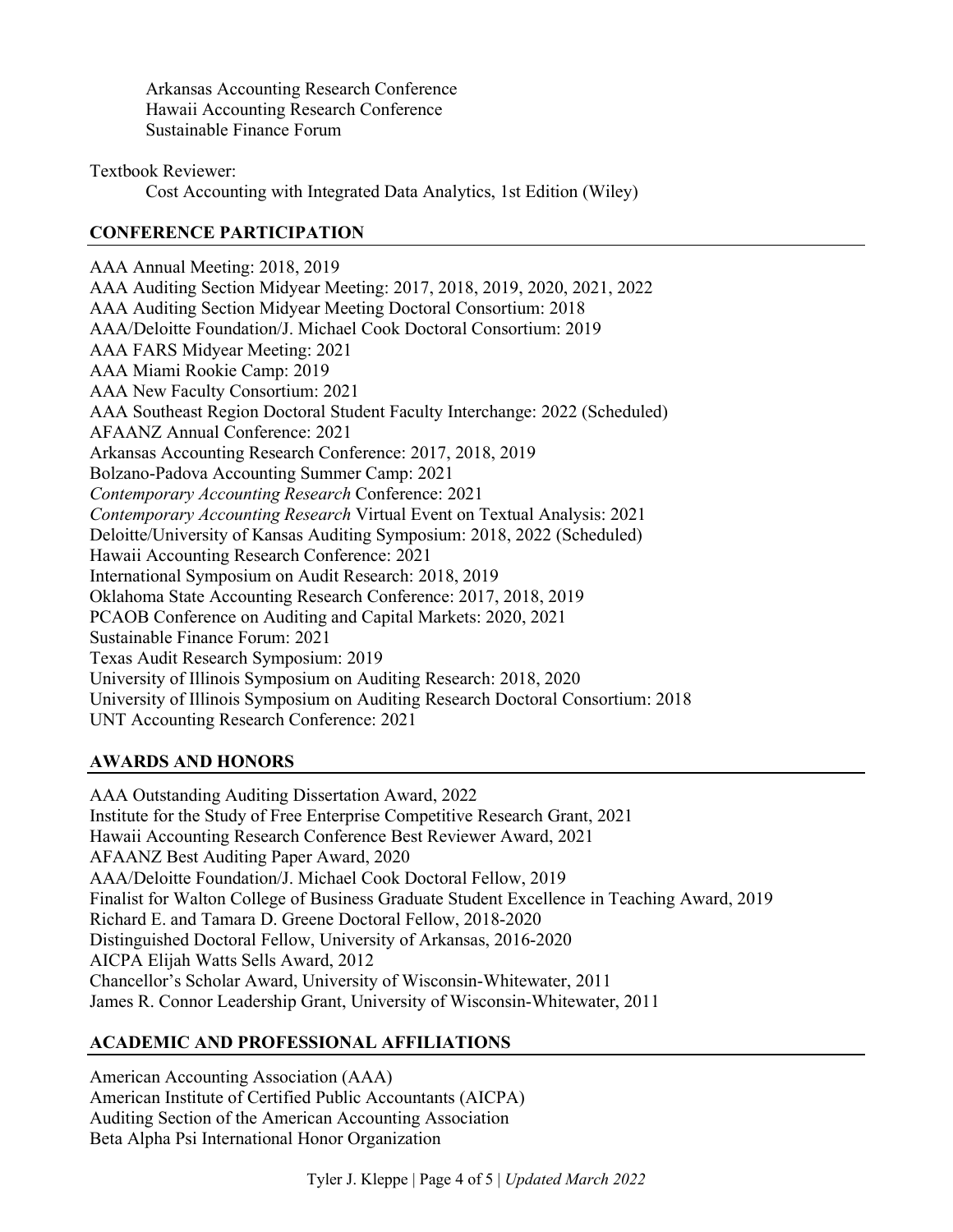Arkansas Accounting Research Conference
Hawaii Accounting Research Conference
Sustainable Finance Forum

Textbook Reviewer:
Cost Accounting with Integrated Data Analytics, 1st Edition (Wiley)

## CONFERENCE PARTICIPATION

AAA Annual Meeting: 2018, 2019
AAA Auditing Section Midyear Meeting: 2017, 2018, 2019, 2020, 2021, 2022
AAA Auditing Section Midyear Meeting Doctoral Consortium: 2018
AAA/Deloitte Foundation/J. Michael Cook Doctoral Consortium: 2019
AAA FARS Midyear Meeting: 2021
AAA Miami Rookie Camp: 2019
AAA New Faculty Consortium: 2021
AAA Southeast Region Doctoral Student Faculty Interchange: 2022 (Scheduled)
AFAANZ Annual Conference: 2021
Arkansas Accounting Research Conference: 2017, 2018, 2019
Bolzano-Padova Accounting Summer Camp: 2021
*Contemporary Accounting Research* Conference: 2021
*Contemporary Accounting Research* Virtual Event on Textual Analysis: 2021
Deloitte/University of Kansas Auditing Symposium: 2018, 2022 (Scheduled)
Hawaii Accounting Research Conference: 2021
International Symposium on Audit Research: 2018, 2019
Oklahoma State Accounting Research Conference: 2017, 2018, 2019
PCAOB Conference on Auditing and Capital Markets: 2020, 2021
Sustainable Finance Forum: 2021
Texas Audit Research Symposium: 2019
University of Illinois Symposium on Auditing Research: 2018, 2020
University of Illinois Symposium on Auditing Research Doctoral Consortium: 2018
UNT Accounting Research Conference: 2021

## AWARDS AND HONORS

AAA Outstanding Auditing Dissertation Award, 2022
Institute for the Study of Free Enterprise Competitive Research Grant, 2021
Hawaii Accounting Research Conference Best Reviewer Award, 2021
AFAANZ Best Auditing Paper Award, 2020
AAA/Deloitte Foundation/J. Michael Cook Doctoral Fellow, 2019
Finalist for Walton College of Business Graduate Student Excellence in Teaching Award, 2019
Richard E. and Tamara D. Greene Doctoral Fellow, 2018-2020
Distinguished Doctoral Fellow, University of Arkansas, 2016-2020
AICPA Elijah Watts Sells Award, 2012
Chancellor's Scholar Award, University of Wisconsin-Whitewater, 2011
James R. Connor Leadership Grant, University of Wisconsin-Whitewater, 2011

## ACADEMIC AND PROFESSIONAL AFFILIATIONS

American Accounting Association (AAA)
American Institute of Certified Public Accountants (AICPA)
Auditing Section of the American Accounting Association
Beta Alpha Psi International Honor Organization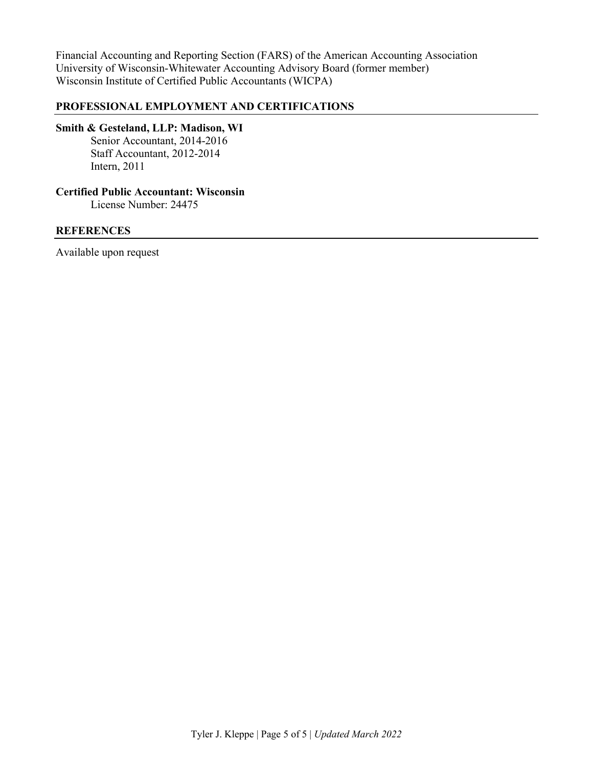Financial Accounting and Reporting Section (FARS) of the American Accounting Association
University of Wisconsin-Whitewater Accounting Advisory Board (former member)
Wisconsin Institute of Certified Public Accountants (WICPA)

## PROFESSIONAL EMPLOYMENT AND CERTIFICATIONS

**Smith & Gesteland, LLP: Madison, WI**
Senior Accountant, 2014-2016
Staff Accountant, 2012-2014
Intern, 2011

**Certified Public Accountant: Wisconsin**
License Number: 24475

## REFERENCES

Available upon request